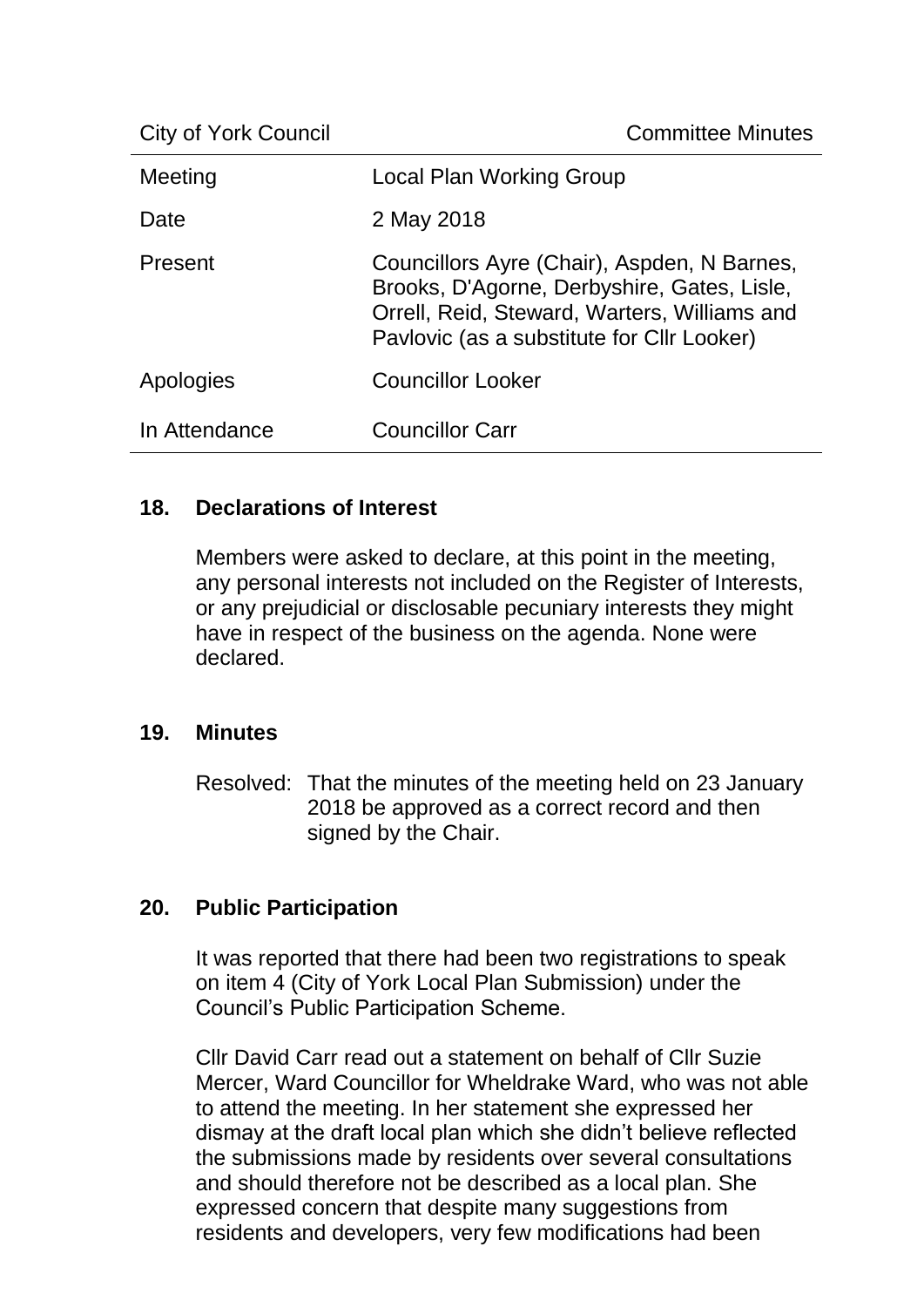| City of York Council | Committee Minutes |
|---|---|
| Meeting | Local Plan Working Group |
| Date | 2 May 2018 |
| Present | Councillors Ayre (Chair), Aspden, N Barnes, Brooks, D'Agorne, Derbyshire, Gates, Lisle, Orrell, Reid, Steward, Warters, Williams and Pavlovic (as a substitute for Cllr Looker) |
| Apologies | Councillor Looker |
| In Attendance | Councillor Carr |

## 18. Declarations of Interest

Members were asked to declare, at this point in the meeting, any personal interests not included on the Register of Interests, or any prejudicial or disclosable pecuniary interests they might have in respect of the business on the agenda. None were declared.

## 19. Minutes

Resolved: That the minutes of the meeting held on 23 January 2018 be approved as a correct record and then signed by the Chair.

## 20. Public Participation

It was reported that there had been two registrations to speak on item 4 (City of York Local Plan Submission) under the Council's Public Participation Scheme.

Cllr David Carr read out a statement on behalf of Cllr Suzie Mercer, Ward Councillor for Wheldrake Ward, who was not able to attend the meeting. In her statement she expressed her dismay at the draft local plan which she didn't believe reflected the submissions made by residents over several consultations and should therefore not be described as a local plan. She expressed concern that despite many suggestions from residents and developers, very few modifications had been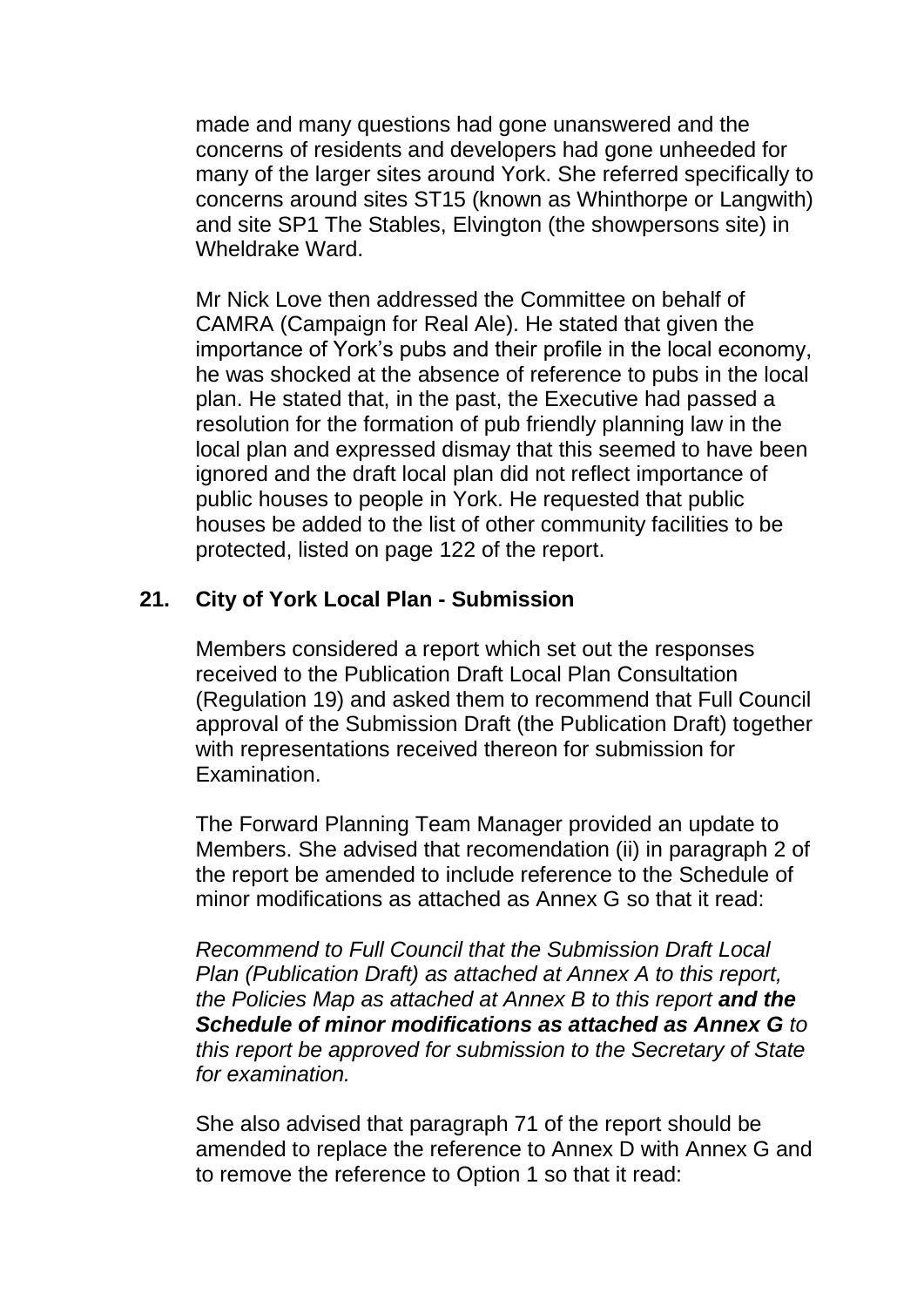made and many questions had gone unanswered and the concerns of residents and developers had gone unheeded for many of the larger sites around York. She referred specifically to concerns around sites ST15 (known as Whinthorpe or Langwith) and site SP1 The Stables, Elvington (the showpersons site) in Wheldrake Ward.

Mr Nick Love then addressed the Committee on behalf of CAMRA (Campaign for Real Ale). He stated that given the importance of York's pubs and their profile in the local economy, he was shocked at the absence of reference to pubs in the local plan. He stated that, in the past, the Executive had passed a resolution for the formation of pub friendly planning law in the local plan and expressed dismay that this seemed to have been ignored and the draft local plan did not reflect importance of public houses to people in York. He requested that public houses be added to the list of other community facilities to be protected, listed on page 122 of the report.

## 21. City of York Local Plan - Submission

Members considered a report which set out the responses received to the Publication Draft Local Plan Consultation (Regulation 19) and asked them to recommend that Full Council approval of the Submission Draft (the Publication Draft) together with representations received thereon for submission for Examination.

The Forward Planning Team Manager provided an update to Members. She advised that recomendation (ii) in paragraph 2 of the report be amended to include reference to the Schedule of minor modifications as attached as Annex G so that it read:

*Recommend to Full Council that the Submission Draft Local Plan (Publication Draft) as attached at Annex A to this report, the Policies Map as attached at Annex B to this report* ***and the Schedule of minor modifications as attached as Annex G*** *to this report be approved for submission to the Secretary of State for examination.*

She also advised that paragraph 71 of the report should be amended to replace the reference to Annex D with Annex G and to remove the reference to Option 1 so that it read: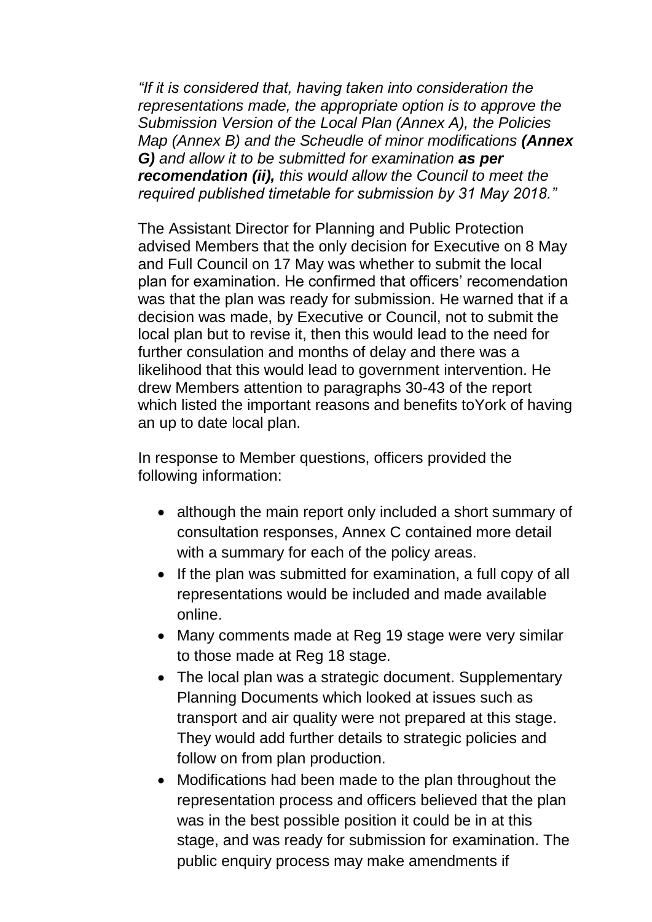*"If it is considered that, having taken into consideration the representations made, the appropriate option is to approve the Submission Version of the Local Plan (Annex A), the Policies Map (Annex B) and the Scheudle of minor modifications **(Annex G)** and allow it to be submitted for examination **as per recomendation (ii),** this would allow the Council to meet the required published timetable for submission by 31 May 2018."*

The Assistant Director for Planning and Public Protection advised Members that the only decision for Executive on 8 May and Full Council on 17 May was whether to submit the local plan for examination. He confirmed that officers' recomendation was that the plan was ready for submission. He warned that if a decision was made, by Executive or Council, not to submit the local plan but to revise it, then this would lead to the need for further consulation and months of delay and there was a likelihood that this would lead to government intervention. He drew Members attention to paragraphs 30-43 of the report which listed the important reasons and benefits toYork of having an up to date local plan.

In response to Member questions, officers provided the following information:

- although the main report only included a short summary of consultation responses, Annex C contained more detail with a summary for each of the policy areas.
- If the plan was submitted for examination, a full copy of all representations would be included and made available online.
- Many comments made at Reg 19 stage were very similar to those made at Reg 18 stage.
- The local plan was a strategic document. Supplementary Planning Documents which looked at issues such as transport and air quality were not prepared at this stage. They would add further details to strategic policies and follow on from plan production.
- Modifications had been made to the plan throughout the representation process and officers believed that the plan was in the best possible position it could be in at this stage, and was ready for submission for examination. The public enquiry process may make amendments if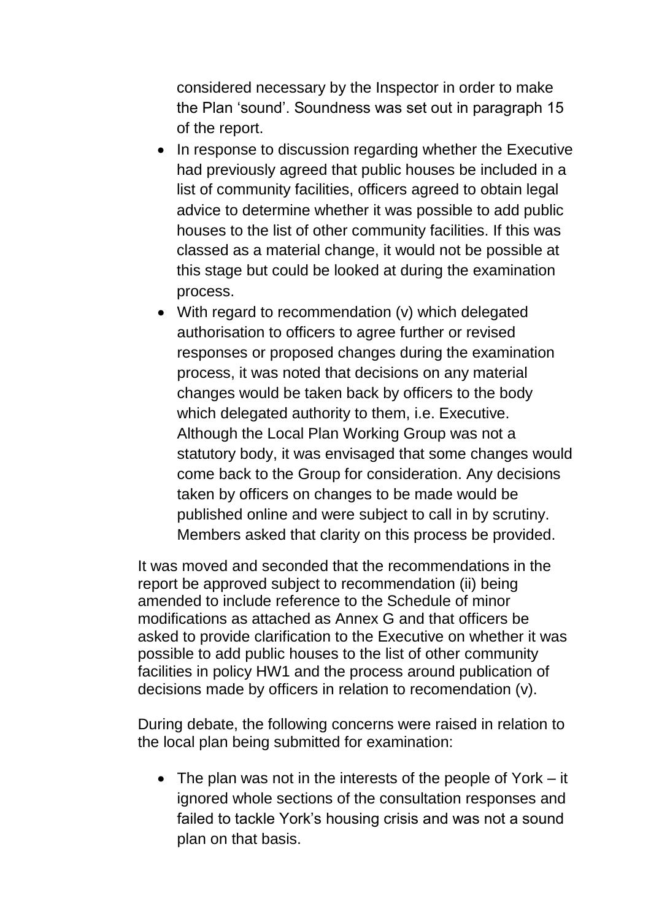considered necessary by the Inspector in order to make the Plan 'sound'. Soundness was set out in paragraph 15 of the report.

- In response to discussion regarding whether the Executive had previously agreed that public houses be included in a list of community facilities, officers agreed to obtain legal advice to determine whether it was possible to add public houses to the list of other community facilities. If this was classed as a material change, it would not be possible at this stage but could be looked at during the examination process.
- With regard to recommendation (v) which delegated authorisation to officers to agree further or revised responses or proposed changes during the examination process, it was noted that decisions on any material changes would be taken back by officers to the body which delegated authority to them, i.e. Executive. Although the Local Plan Working Group was not a statutory body, it was envisaged that some changes would come back to the Group for consideration. Any decisions taken by officers on changes to be made would be published online and were subject to call in by scrutiny. Members asked that clarity on this process be provided.

It was moved and seconded that the recommendations in the report be approved subject to recommendation (ii) being amended to include reference to the Schedule of minor modifications as attached as Annex G and that officers be asked to provide clarification to the Executive on whether it was possible to add public houses to the list of other community facilities in policy HW1 and the process around publication of decisions made by officers in relation to recomendation (v).

During debate, the following concerns were raised in relation to the local plan being submitted for examination:

- The plan was not in the interests of the people of York – it ignored whole sections of the consultation responses and failed to tackle York's housing crisis and was not a sound plan on that basis.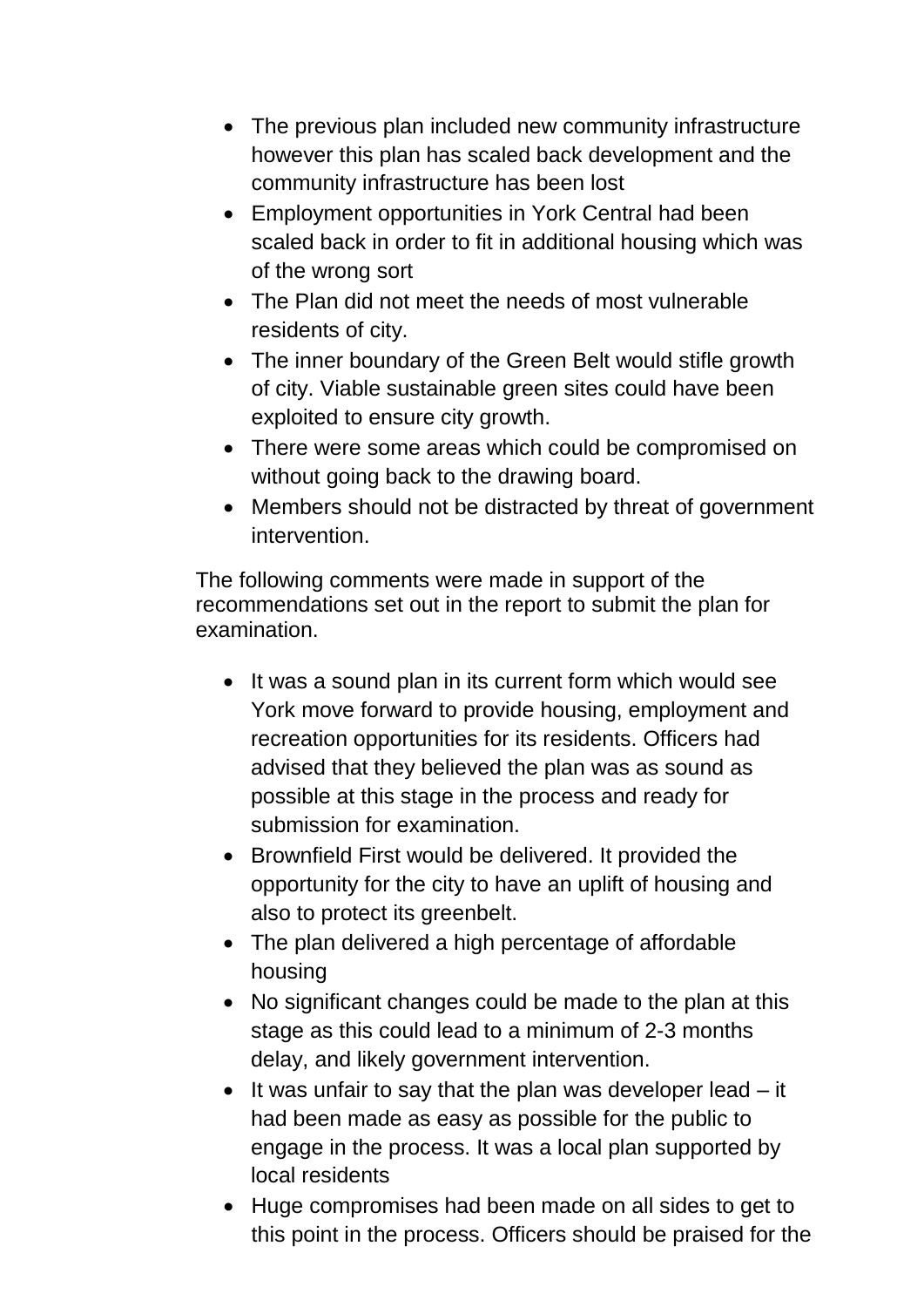- The previous plan included new community infrastructure however this plan has scaled back development and the community infrastructure has been lost
- Employment opportunities in York Central had been scaled back in order to fit in additional housing which was of the wrong sort
- The Plan did not meet the needs of most vulnerable residents of city.
- The inner boundary of the Green Belt would stifle growth of city. Viable sustainable green sites could have been exploited to ensure city growth.
- There were some areas which could be compromised on without going back to the drawing board.
- Members should not be distracted by threat of government intervention.

The following comments were made in support of the recommendations set out in the report to submit the plan for examination.

- It was a sound plan in its current form which would see York move forward to provide housing, employment and recreation opportunities for its residents. Officers had advised that they believed the plan was as sound as possible at this stage in the process and ready for submission for examination.
- Brownfield First would be delivered. It provided the opportunity for the city to have an uplift of housing and also to protect its greenbelt.
- The plan delivered a high percentage of affordable housing
- No significant changes could be made to the plan at this stage as this could lead to a minimum of 2-3 months delay, and likely government intervention.
- It was unfair to say that the plan was developer lead – it had been made as easy as possible for the public to engage in the process. It was a local plan supported by local residents
- Huge compromises had been made on all sides to get to this point in the process. Officers should be praised for the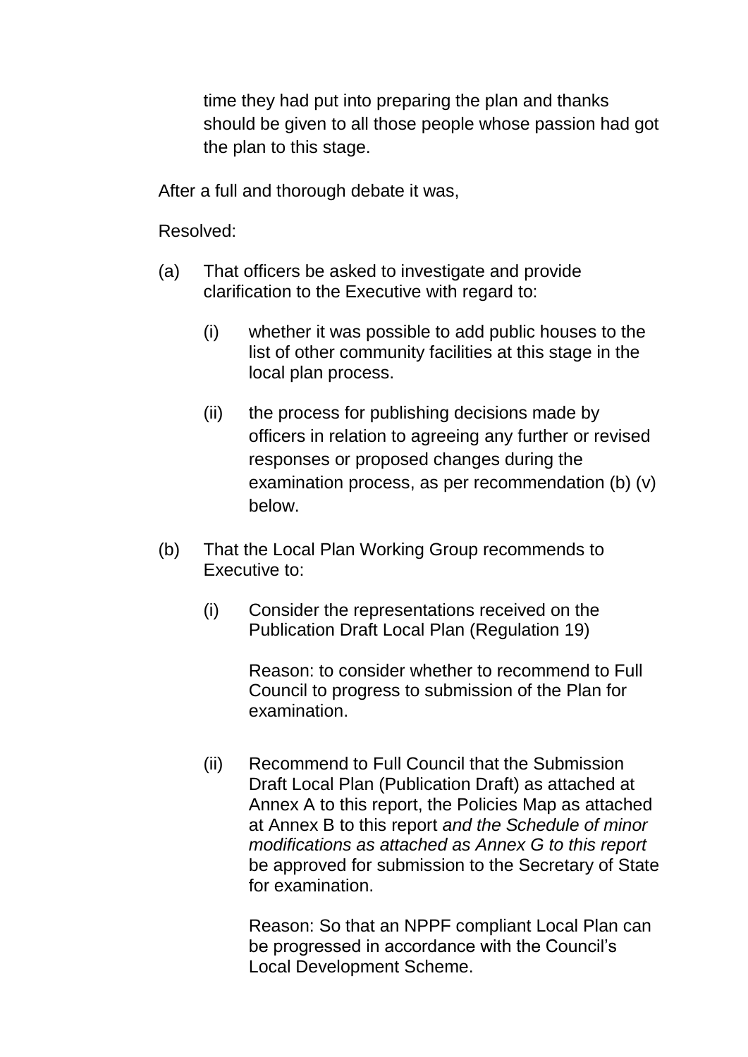time they had put into preparing the plan and thanks should be given to all those people whose passion had got the plan to this stage.

After a full and thorough debate it was,

Resolved:

(a) That officers be asked to investigate and provide clarification to the Executive with regard to:

   (i) whether it was possible to add public houses to the list of other community facilities at this stage in the local plan process.

   (ii) the process for publishing decisions made by officers in relation to agreeing any further or revised responses or proposed changes during the examination process, as per recommendation (b) (v) below.

(b) That the Local Plan Working Group recommends to Executive to:

   (i) Consider the representations received on the Publication Draft Local Plan (Regulation 19)

   Reason: to consider whether to recommend to Full Council to progress to submission of the Plan for examination.

   (ii) Recommend to Full Council that the Submission Draft Local Plan (Publication Draft) as attached at Annex A to this report, the Policies Map as attached at Annex B to this report *and the Schedule of minor modifications as attached as Annex G to this report* be approved for submission to the Secretary of State for examination.

   Reason: So that an NPPF compliant Local Plan can be progressed in accordance with the Council's Local Development Scheme.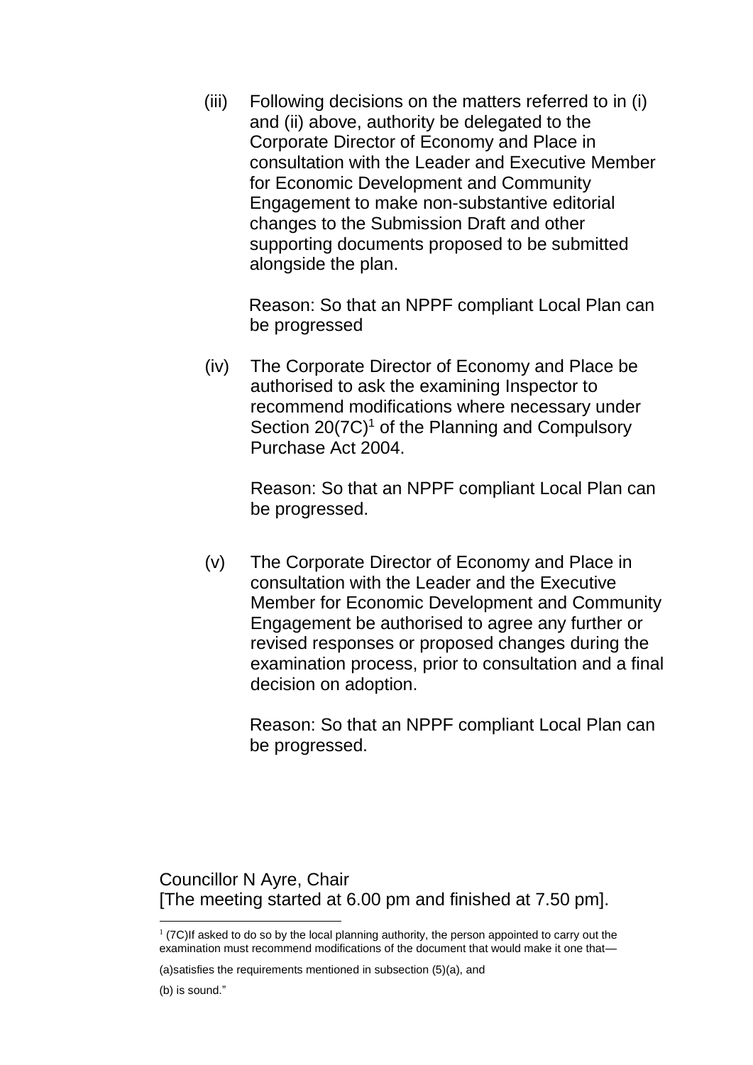(iii) Following decisions on the matters referred to in (i) and (ii) above, authority be delegated to the Corporate Director of Economy and Place in consultation with the Leader and Executive Member for Economic Development and Community Engagement to make non-substantive editorial changes to the Submission Draft and other supporting documents proposed to be submitted alongside the plan.

Reason: So that an NPPF compliant Local Plan can be progressed

(iv) The Corporate Director of Economy and Place be authorised to ask the examining Inspector to recommend modifications where necessary under Section 20(7C)[1] of the Planning and Compulsory Purchase Act 2004.

Reason: So that an NPPF compliant Local Plan can be progressed.

(v) The Corporate Director of Economy and Place in consultation with the Leader and the Executive Member for Economic Development and Community Engagement be authorised to agree any further or revised responses or proposed changes during the examination process, prior to consultation and a final decision on adoption.

Reason: So that an NPPF compliant Local Plan can be progressed.

Councillor N Ayre, Chair
[The meeting started at 6.00 pm and finished at 7.50 pm].

---

[1] (7C)If asked to do so by the local planning authority, the person appointed to carry out the examination must recommend modifications of the document that would make it one that—

(a)satisfies the requirements mentioned in subsection (5)(a), and

(b) is sound."